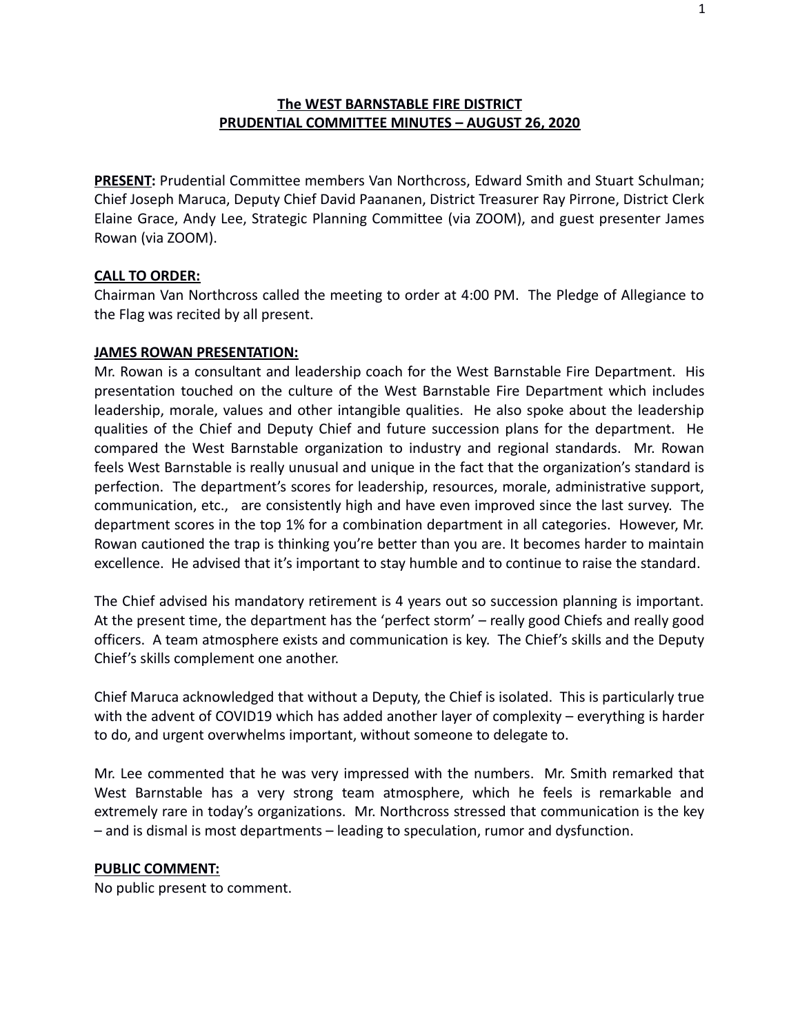# The WEST BARNSTABLE FIRE DISTRICT
## PRUDENTIAL COMMITTEE MINUTES – AUGUST 26, 2020

**PRESENT:** Prudential Committee members Van Northcross, Edward Smith and Stuart Schulman; Chief Joseph Maruca, Deputy Chief David Paananen, District Treasurer Ray Pirrone, District Clerk Elaine Grace, Andy Lee, Strategic Planning Committee (via ZOOM), and guest presenter James Rowan (via ZOOM).

**CALL TO ORDER:**
Chairman Van Northcross called the meeting to order at 4:00 PM. The Pledge of Allegiance to the Flag was recited by all present.

**JAMES ROWAN PRESENTATION:**
Mr. Rowan is a consultant and leadership coach for the West Barnstable Fire Department. His presentation touched on the culture of the West Barnstable Fire Department which includes leadership, morale, values and other intangible qualities. He also spoke about the leadership qualities of the Chief and Deputy Chief and future succession plans for the department. He compared the West Barnstable organization to industry and regional standards. Mr. Rowan feels West Barnstable is really unusual and unique in the fact that the organization's standard is perfection. The department's scores for leadership, resources, morale, administrative support, communication, etc., are consistently high and have even improved since the last survey. The department scores in the top 1% for a combination department in all categories. However, Mr. Rowan cautioned the trap is thinking you're better than you are. It becomes harder to maintain excellence. He advised that it's important to stay humble and to continue to raise the standard.

The Chief advised his mandatory retirement is 4 years out so succession planning is important. At the present time, the department has the 'perfect storm' – really good Chiefs and really good officers. A team atmosphere exists and communication is key. The Chief's skills and the Deputy Chief's skills complement one another.

Chief Maruca acknowledged that without a Deputy, the Chief is isolated. This is particularly true with the advent of COVID19 which has added another layer of complexity – everything is harder to do, and urgent overwhelms important, without someone to delegate to.

Mr. Lee commented that he was very impressed with the numbers. Mr. Smith remarked that West Barnstable has a very strong team atmosphere, which he feels is remarkable and extremely rare in today's organizations. Mr. Northcross stressed that communication is the key – and is dismal is most departments – leading to speculation, rumor and dysfunction.

**PUBLIC COMMENT:**
No public present to comment.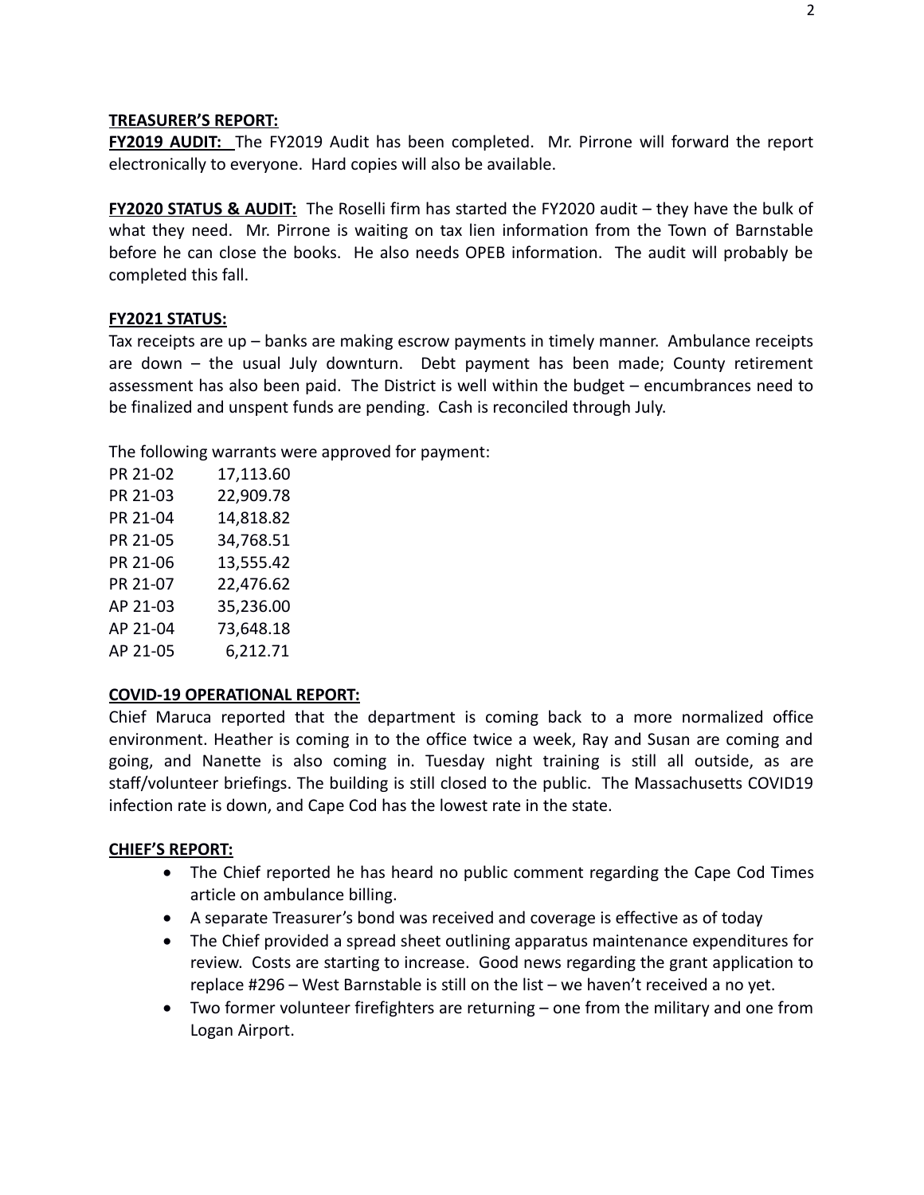**TREASURER'S REPORT:**

**FY2019 AUDIT:** The FY2019 Audit has been completed. Mr. Pirrone will forward the report electronically to everyone. Hard copies will also be available.

**FY2020 STATUS & AUDIT:** The Roselli firm has started the FY2020 audit – they have the bulk of what they need. Mr. Pirrone is waiting on tax lien information from the Town of Barnstable before he can close the books. He also needs OPEB information. The audit will probably be completed this fall.

**FY2021 STATUS:**

Tax receipts are up – banks are making escrow payments in timely manner. Ambulance receipts are down – the usual July downturn. Debt payment has been made; County retirement assessment has also been paid. The District is well within the budget – encumbrances need to be finalized and unspent funds are pending. Cash is reconciled through July.

The following warrants were approved for payment:

| | |
|---|---|
| PR 21-02 | 17,113.60 |
| PR 21-03 | 22,909.78 |
| PR 21-04 | 14,818.82 |
| PR 21-05 | 34,768.51 |
| PR 21-06 | 13,555.42 |
| PR 21-07 | 22,476.62 |
| AP 21-03 | 35,236.00 |
| AP 21-04 | 73,648.18 |
| AP 21-05 | 6,212.71 |

**COVID-19 OPERATIONAL REPORT:**

Chief Maruca reported that the department is coming back to a more normalized office environment. Heather is coming in to the office twice a week, Ray and Susan are coming and going, and Nanette is also coming in. Tuesday night training is still all outside, as are staff/volunteer briefings. The building is still closed to the public. The Massachusetts COVID19 infection rate is down, and Cape Cod has the lowest rate in the state.

**CHIEF'S REPORT:**

- The Chief reported he has heard no public comment regarding the Cape Cod Times article on ambulance billing.
- A separate Treasurer's bond was received and coverage is effective as of today
- The Chief provided a spread sheet outlining apparatus maintenance expenditures for review. Costs are starting to increase. Good news regarding the grant application to replace #296 – West Barnstable is still on the list – we haven't received a no yet.
- Two former volunteer firefighters are returning – one from the military and one from Logan Airport.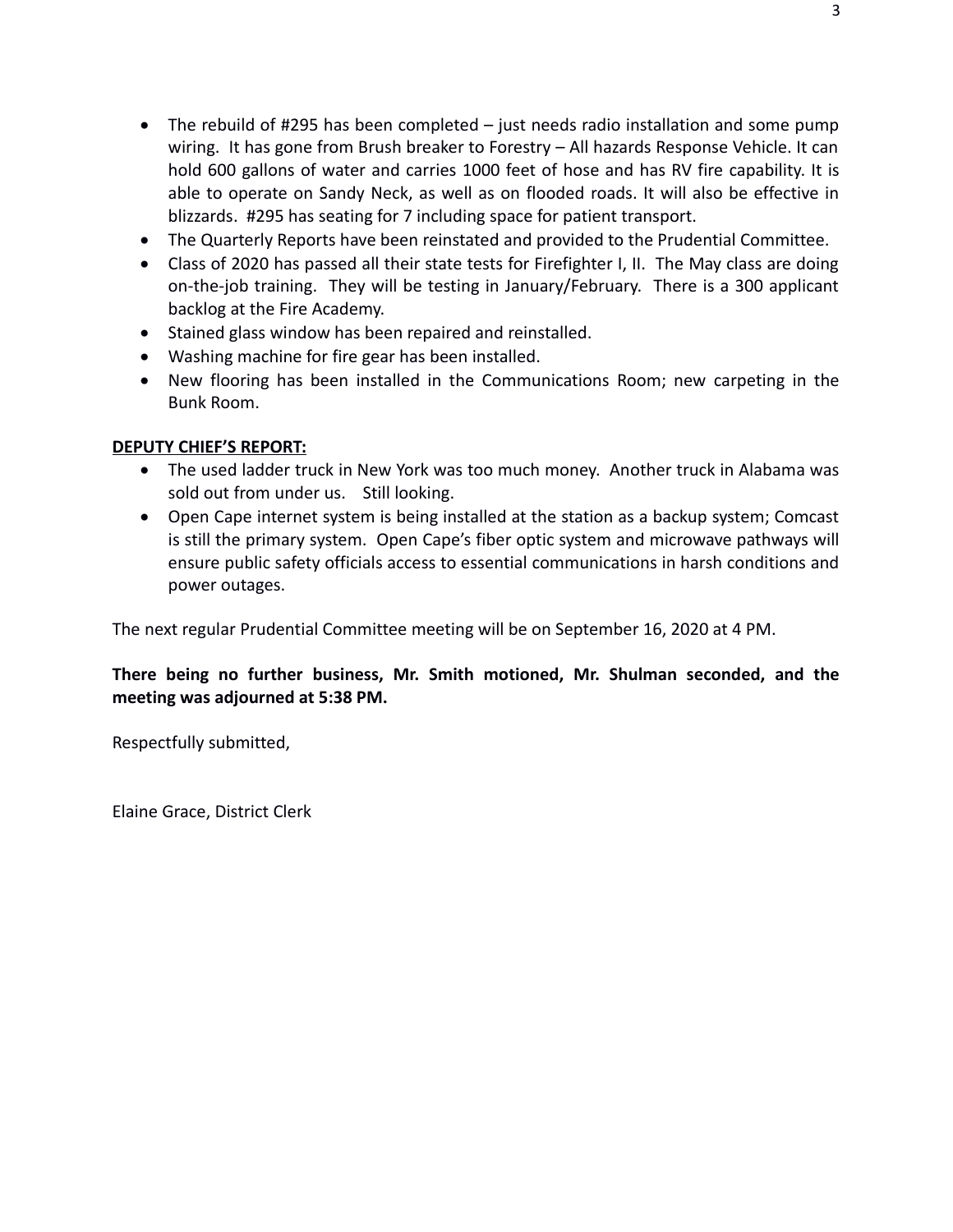- The rebuild of #295 has been completed – just needs radio installation and some pump wiring. It has gone from Brush breaker to Forestry – All hazards Response Vehicle. It can hold 600 gallons of water and carries 1000 feet of hose and has RV fire capability. It is able to operate on Sandy Neck, as well as on flooded roads. It will also be effective in blizzards. #295 has seating for 7 including space for patient transport.
- The Quarterly Reports have been reinstated and provided to the Prudential Committee.
- Class of 2020 has passed all their state tests for Firefighter I, II. The May class are doing on-the-job training. They will be testing in January/February. There is a 300 applicant backlog at the Fire Academy.
- Stained glass window has been repaired and reinstalled.
- Washing machine for fire gear has been installed.
- New flooring has been installed in the Communications Room; new carpeting in the Bunk Room.

**DEPUTY CHIEF'S REPORT:**

- The used ladder truck in New York was too much money. Another truck in Alabama was sold out from under us. Still looking.
- Open Cape internet system is being installed at the station as a backup system; Comcast is still the primary system. Open Cape's fiber optic system and microwave pathways will ensure public safety officials access to essential communications in harsh conditions and power outages.

The next regular Prudential Committee meeting will be on September 16, 2020 at 4 PM.

**There being no further business, Mr. Smith motioned, Mr. Shulman seconded, and the meeting was adjourned at 5:38 PM.**

Respectfully submitted,

Elaine Grace, District Clerk